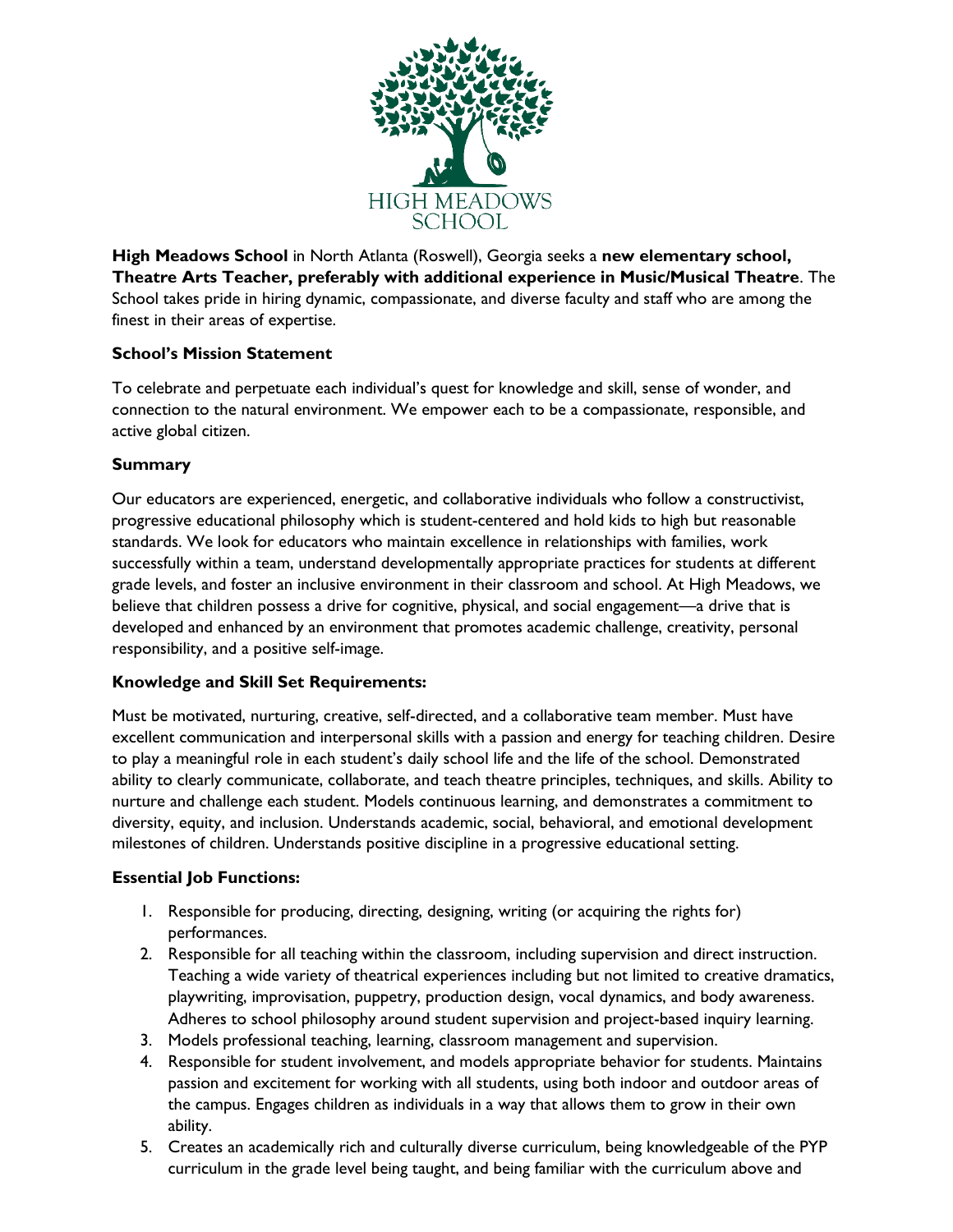**High Meadows School** in North Atlanta (Roswell), Georgia seeks a **new elementary school, Theatre Arts Teacher, preferably with additional experience in Music/Musical Theatre**. The School takes pride in hiring dynamic, compassionate, and diverse faculty and staff who are among the finest in their areas of expertise.

### School's Mission Statement

To celebrate and perpetuate each individual's quest for knowledge and skill, sense of wonder, and connection to the natural environment. We empower each to be a compassionate, responsible, and active global citizen.

### Summary

Our educators are experienced, energetic, and collaborative individuals who follow a constructivist, progressive educational philosophy which is student-centered and hold kids to high but reasonable standards. We look for educators who maintain excellence in relationships with families, work successfully within a team, understand developmentally appropriate practices for students at different grade levels, and foster an inclusive environment in their classroom and school. At High Meadows, we believe that children possess a drive for cognitive, physical, and social engagement—a drive that is developed and enhanced by an environment that promotes academic challenge, creativity, personal responsibility, and a positive self-image.

### Knowledge and Skill Set Requirements:

Must be motivated, nurturing, creative, self-directed, and a collaborative team member. Must have excellent communication and interpersonal skills with a passion and energy for teaching children. Desire to play a meaningful role in each student's daily school life and the life of the school. Demonstrated ability to clearly communicate, collaborate, and teach theatre principles, techniques, and skills. Ability to nurture and challenge each student. Models continuous learning, and demonstrates a commitment to diversity, equity, and inclusion. Understands academic, social, behavioral, and emotional development milestones of children. Understands positive discipline in a progressive educational setting.

### Essential Job Functions:

1. Responsible for producing, directing, designing, writing (or acquiring the rights for) performances.
2. Responsible for all teaching within the classroom, including supervision and direct instruction. Teaching a wide variety of theatrical experiences including but not limited to creative dramatics, playwriting, improvisation, puppetry, production design, vocal dynamics, and body awareness. Adheres to school philosophy around student supervision and project-based inquiry learning.
3. Models professional teaching, learning, classroom management and supervision.
4. Responsible for student involvement, and models appropriate behavior for students. Maintains passion and excitement for working with all students, using both indoor and outdoor areas of the campus. Engages children as individuals in a way that allows them to grow in their own ability.
5. Creates an academically rich and culturally diverse curriculum, being knowledgeable of the PYP curriculum in the grade level being taught, and being familiar with the curriculum above and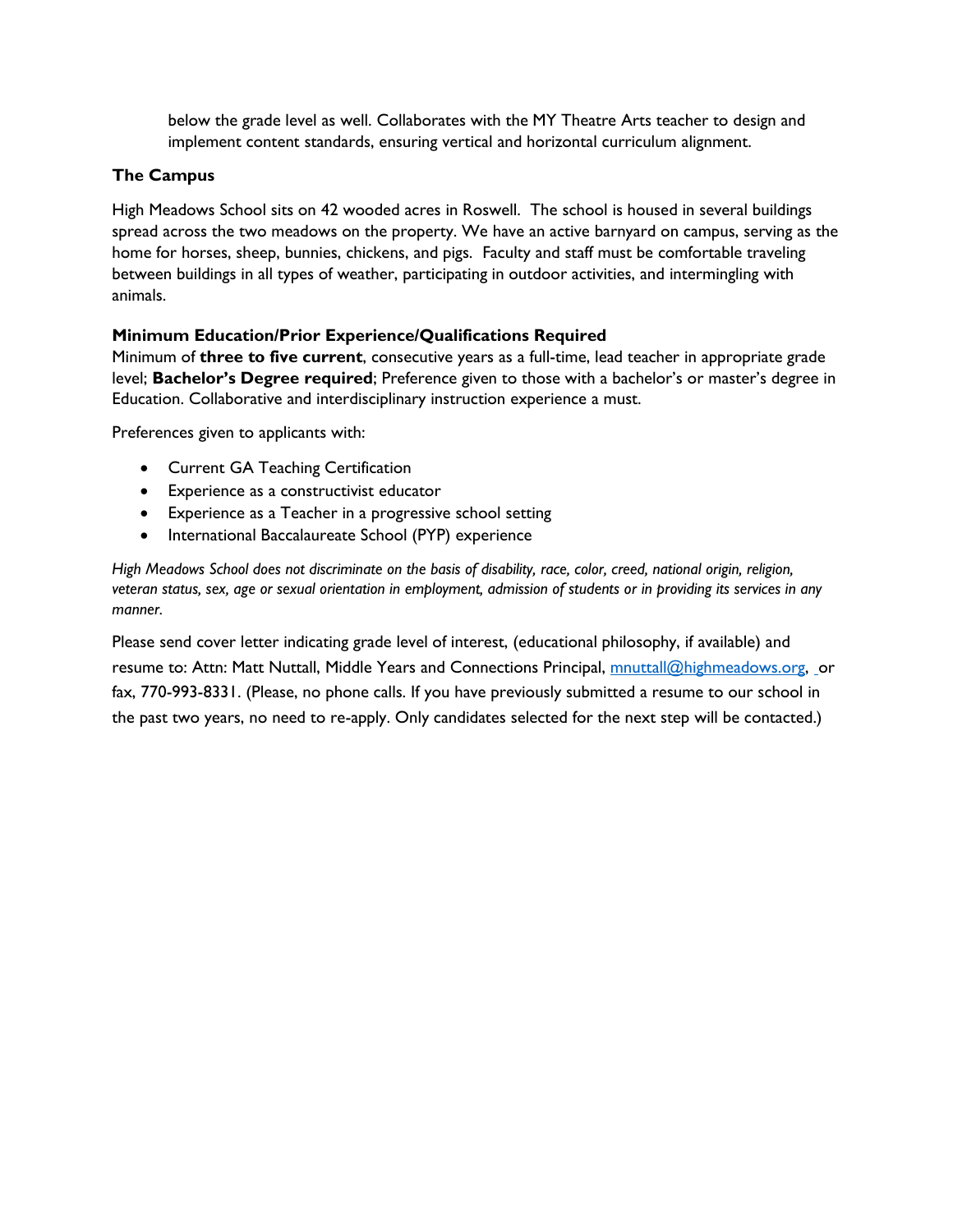below the grade level as well. Collaborates with the MY Theatre Arts teacher to design and implement content standards, ensuring vertical and horizontal curriculum alignment.

### The Campus

High Meadows School sits on 42 wooded acres in Roswell. The school is housed in several buildings spread across the two meadows on the property. We have an active barnyard on campus, serving as the home for horses, sheep, bunnies, chickens, and pigs. Faculty and staff must be comfortable traveling between buildings in all types of weather, participating in outdoor activities, and intermingling with animals.

### Minimum Education/Prior Experience/Qualifications Required

Minimum of **three to five current**, consecutive years as a full-time, lead teacher in appropriate grade level; **Bachelor's Degree required**; Preference given to those with a bachelor's or master's degree in Education. Collaborative and interdisciplinary instruction experience a must.

Preferences given to applicants with:

- Current GA Teaching Certification
- Experience as a constructivist educator
- Experience as a Teacher in a progressive school setting
- International Baccalaureate School (PYP) experience

*High Meadows School does not discriminate on the basis of disability, race, color, creed, national origin, religion, veteran status, sex, age or sexual orientation in employment, admission of students or in providing its services in any manner.*

Please send cover letter indicating grade level of interest, (educational philosophy, if available) and resume to: Attn: Matt Nuttall, Middle Years and Connections Principal, mnuttall@highmeadows.org, or fax, 770-993-8331. (Please, no phone calls. If you have previously submitted a resume to our school in the past two years, no need to re-apply. Only candidates selected for the next step will be contacted.)